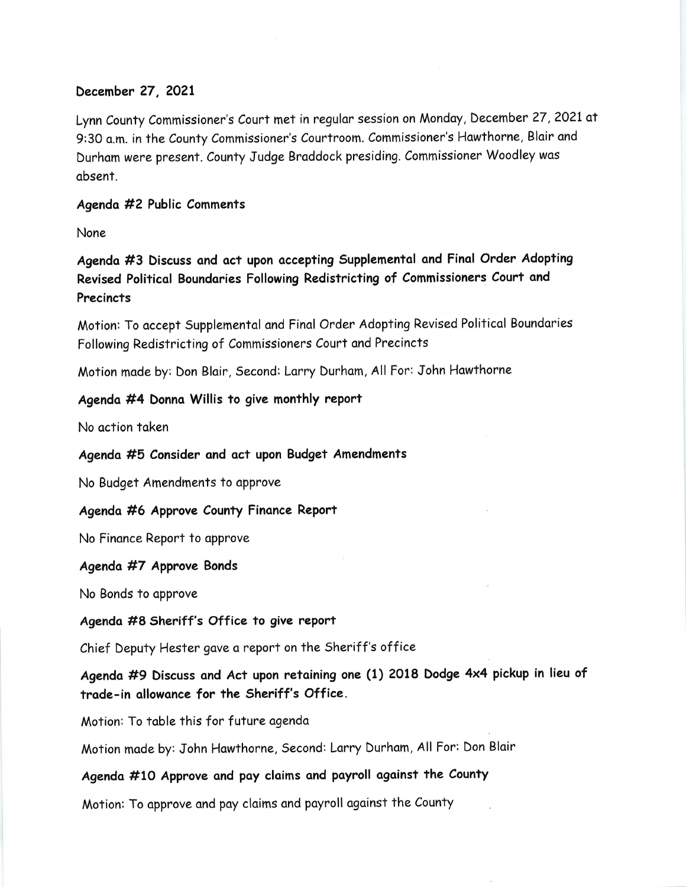**December 27, 2021**

Lynn County Commissioner's Court met in regular session on Monday, December 27, 2021 at 9:30 a.m. in the County Commissioner's Courtroom. Commissioner's Hawthorne, Blair and Durham were present. County Judge Braddock presiding. Commissioner Woodley was absent.

**Agenda #2 Public Comments**

None

**Agenda #3 Discuss and act upon accepting Supplemental and Final Order Adopting Revised Political Boundaries Following Redistricting of Commissioners Court and Precincts**

Motion: To accept Supplemental and Final Order Adopting Revised Political Boundaries Following Redistricting of Commissioners Court and Precincts

Motion made by: Don Blair, Second: Larry Durham, All For: John Hawthorne

**Agenda #4 Donna Willis to give monthly report**

No action taken

**Agenda #5 Consider and act upon Budget Amendments**

No Budget Amendments to approve

**Agenda #6 Approve County Finance Report**

No Finance Report to approve

**Agenda #7 Approve Bonds**

No Bonds to approve

**Agenda #8 Sheriff's Office to give report**

Chief Deputy Hester gave a report on the Sheriff's office

**Agenda #9 Discuss and Act upon retaining one (1) 2018 Dodge 4x4 pickup in lieu of trade-in allowance for the Sheriff's Office.**

Motion: To table this for future agenda

Motion made by: John Hawthorne, Second: Larry Durham, All For: Don Blair

**Agenda #10 Approve and pay claims and payroll against the County**

Motion: To approve and pay claims and payroll against the County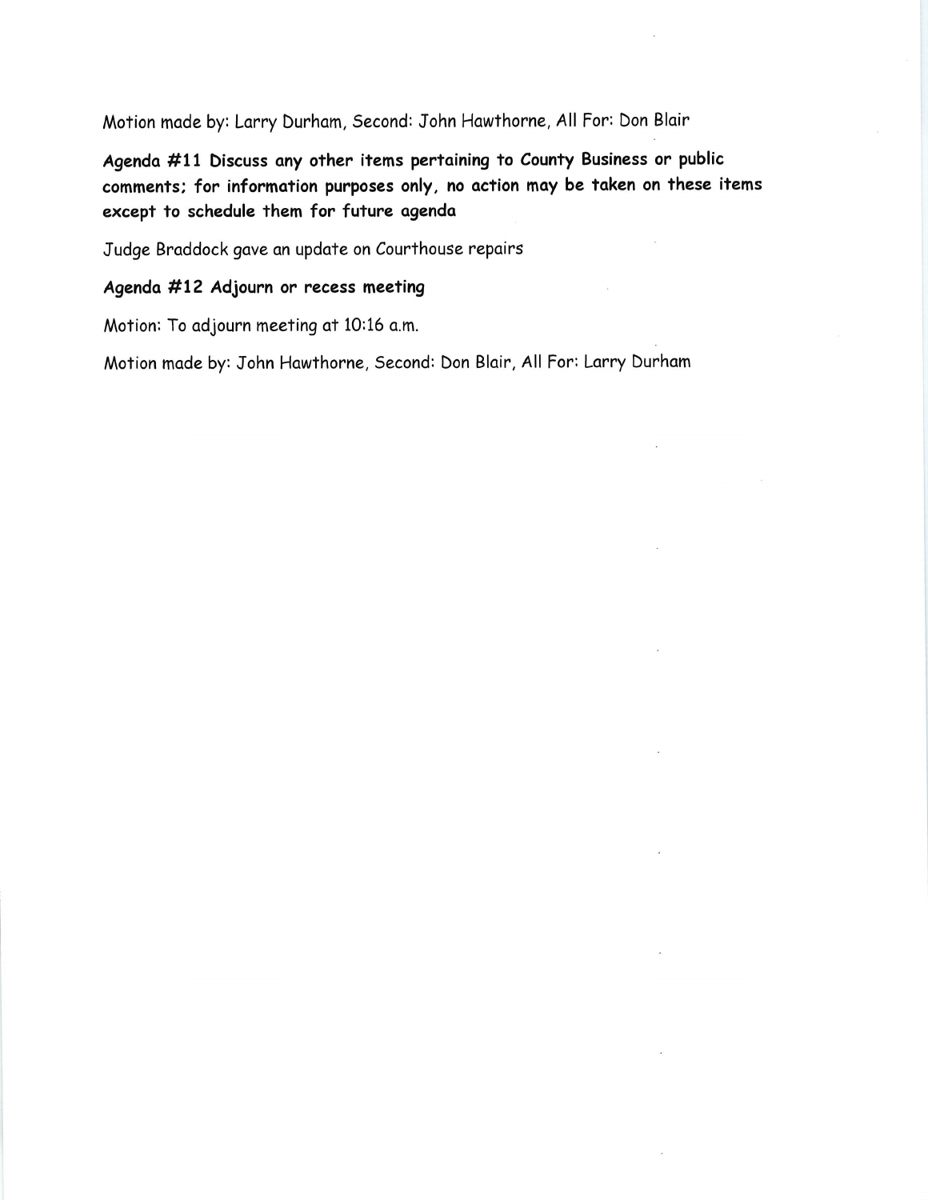Motion made by: Larry Durham, Second: John Hawthorne, All For: Don Blair

**Agenda #11 Discuss any other items pertaining to County Business or public comments; for information purposes only, no action may be taken on these items except to schedule them for future agenda**

Judge Braddock gave an update on Courthouse repairs

**Agenda #12 Adjourn or recess meeting**

Motion: To adjourn meeting at 10:16 a.m.

Motion made by: John Hawthorne, Second: Don Blair, All For: Larry Durham